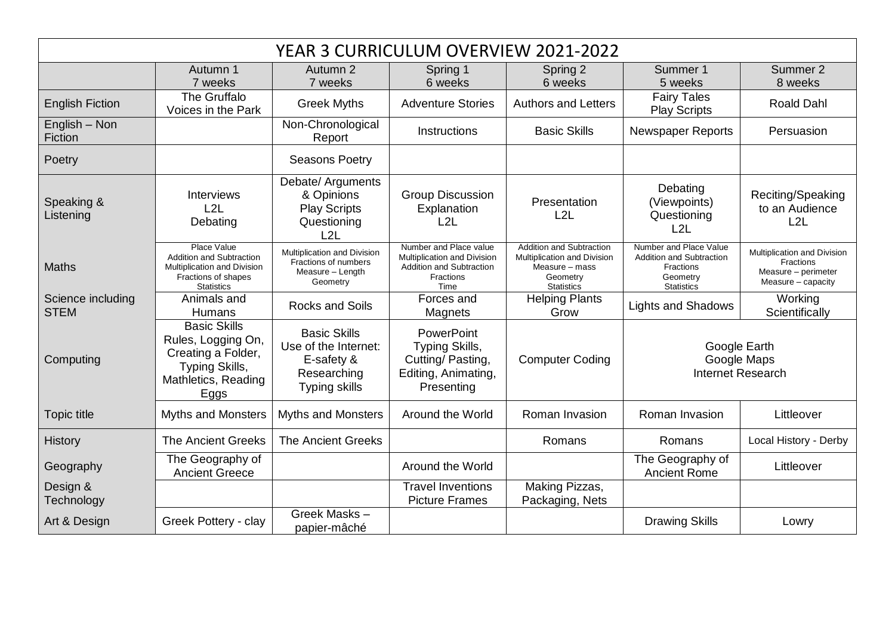# YEAR 3 CURRICULUM OVERVIEW 2021-2022

| | Autumn 1<br>7 weeks | Autumn 2<br>7 weeks | Spring 1<br>6 weeks | Spring 2<br>6 weeks | Summer 1<br>5 weeks | Summer 2<br>8 weeks |
|---|---|---|---|---|---|---|
| English Fiction | The Gruffalo<br>Voices in the Park | Greek Myths | Adventure Stories | Authors and Letters | Fairy Tales<br>Play Scripts | Roald Dahl |
| English – Non Fiction | | Non-Chronological Report | Instructions | Basic Skills | Newspaper Reports | Persuasion |
| Poetry | | Seasons Poetry | | | | |
| Speaking & Listening | Interviews<br>L2L<br>Debating | Debate/ Arguments & Opinions<br>Play Scripts<br>Questioning<br>L2L | Group Discussion<br>Explanation<br>L2L | Presentation<br>L2L | Debating (Viewpoints)<br>Questioning<br>L2L | Reciting/Speaking to an Audience<br>L2L |
| Maths | Place Value<br>Addition and Subtraction<br>Multiplication and Division<br>Fractions of shapes<br>Statistics | Multiplication and Division<br>Fractions of numbers<br>Measure – Length<br>Geometry | Number and Place value<br>Multiplication and Division<br>Addition and Subtraction<br>Fractions<br>Time | Addition and Subtraction<br>Multiplication and Division<br>Measure – mass<br>Geometry<br>Statistics | Number and Place Value<br>Addition and Subtraction<br>Fractions<br>Geometry<br>Statistics | Multiplication and Division<br>Fractions<br>Measure – perimeter<br>Measure – capacity |
| Science including STEM | Animals and Humans | Rocks and Soils | Forces and Magnets | Helping Plants Grow | Lights and Shadows | Working Scientifically |
| Computing | Basic Skills<br>Rules, Logging On, Creating a Folder, Typing Skills, Mathletics, Reading Eggs | Basic Skills<br>Use of the Internet: E-safety & Researching<br>Typing skills | PowerPoint<br>Typing Skills, Cutting/ Pasting, Editing, Animating, Presenting | Computer Coding | Google Earth<br>Google Maps<br>Internet Research | |
| Topic title | Myths and Monsters | Myths and Monsters | Around the World | Roman Invasion | Roman Invasion | Littleover |
| History | The Ancient Greeks | The Ancient Greeks | | Romans | Romans | Local History - Derby |
| Geography | The Geography of Ancient Greece | | Around the World | | The Geography of Ancient Rome | Littleover |
| Design & Technology | | | Travel Inventions<br>Picture Frames | Making Pizzas, Packaging, Nets | | |
| Art & Design | Greek Pottery - clay | Greek Masks – papier-mâché | | | Drawing Skills | Lowry |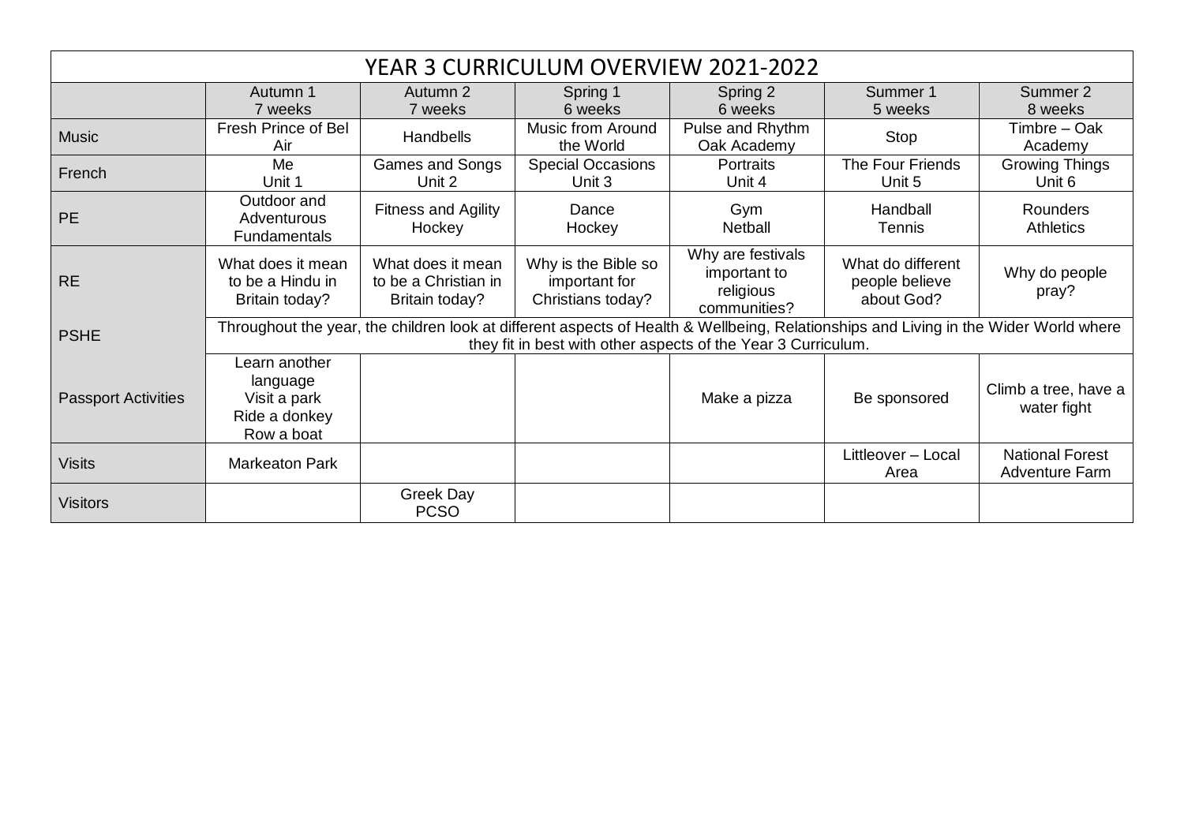| YEAR 3 CURRICULUM OVERVIEW 2021-2022 | | | | | | |
|---|---|---|---|---|---|---|
| | Autumn 1<br>7 weeks | Autumn 2<br>7 weeks | Spring 1<br>6 weeks | Spring 2<br>6 weeks | Summer 1<br>5 weeks | Summer 2<br>8 weeks |
| Music | Fresh Prince of Bel Air | Handbells | Music from Around the World | Pulse and Rhythm Oak Academy | Stop | Timbre – Oak Academy |
| French | Me<br>Unit 1 | Games and Songs<br>Unit 2 | Special Occasions<br>Unit 3 | Portraits<br>Unit 4 | The Four Friends<br>Unit 5 | Growing Things<br>Unit 6 |
| PE | Outdoor and Adventurous Fundamentals | Fitness and Agility<br>Hockey | Dance<br>Hockey | Gym<br>Netball | Handball<br>Tennis | Rounders<br>Athletics |
| RE | What does it mean to be a Hindu in Britain today? | What does it mean to be a Christian in Britain today? | Why is the Bible so important for Christians today? | Why are festivals important to religious communities? | What do different people believe about God? | Why do people pray? |
| PSHE | Throughout the year, the children look at different aspects of Health & Wellbeing, Relationships and Living in the Wider World where they fit in best with other aspects of the Year 3 Curriculum. | | | | | |
| Passport Activities | Learn another language<br>Visit a park<br>Ride a donkey<br>Row a boat | | | Make a pizza | Be sponsored | Climb a tree, have a water fight |
| Visits | Markeaton Park | | | | Littleover – Local Area | National Forest Adventure Farm |
| Visitors | | Greek Day<br>PCSO | | | | |